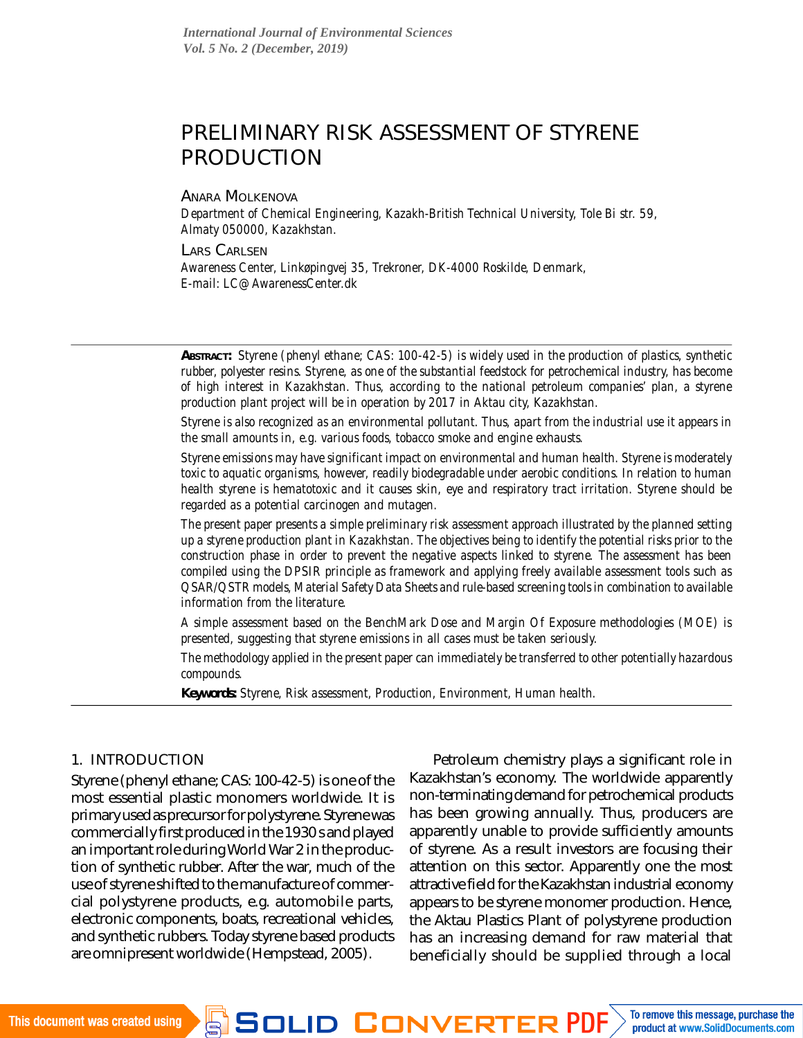# PRELIMINARY RISK ASSESSMENT OF STYRENE PRODUCTION

ANARA MOLKENOVA

Department of Chemical Engineering, Kazakh-British Technical University, Tole Bi str. 59, Almaty 050000, Kazakhstan.

LARS CARLSEN

Awareness Center, Linkøpingvej 35, Trekroner, DK-4000 Roskilde, Denmark,
E-mail: LC@AwarenessCenter.dk

**ABSTRACT:** Styrene (phenyl ethane; CAS: 100-42-5) is widely used in the production of plastics, synthetic rubber, polyester resins. Styrene, as one of the substantial feedstock for petrochemical industry, has become of high interest in Kazakhstan. Thus, according to the national petroleum companies' plan, a styrene production plant project will be in operation by 2017 in Aktau city, Kazakhstan.

Styrene is also recognized as an environmental pollutant. Thus, apart from the industrial use it appears in the small amounts in, e.g. various foods, tobacco smoke and engine exhausts.

Styrene emissions may have significant impact on environmental and human health. Styrene is moderately toxic to aquatic organisms, however, readily biodegradable under aerobic conditions. In relation to human health styrene is hematotoxic and it causes skin, eye and respiratory tract irritation. Styrene should be regarded as a potential carcinogen and mutagen.

The present paper presents a simple preliminary risk assessment approach illustrated by the planned setting up a styrene production plant in Kazakhstan. The objectives being to identify the potential risks prior to the construction phase in order to prevent the negative aspects linked to styrene. The assessment has been compiled using the DPSIR principle as framework and applying freely available assessment tools such as QSAR/QSTR models, Material Safety Data Sheets and rule-based screening tools in combination to available information from the literature.

A simple assessment based on the BenchMark Dose and Margin Of Exposure methodologies (MOE) is presented, suggesting that styrene emissions in all cases must be taken seriously.

The methodology applied in the present paper can immediately be transferred to other potentially hazardous compounds.

**Keywords:** Styrene, Risk assessment, Production, Environment, Human health.

## 1. INTRODUCTION

Styrene (phenyl ethane; CAS: 100-42-5) is one of the most essential plastic monomers worldwide. It is primary used as precursor for polystyrene. Styrene was commercially first produced in the 1930 s and played an important role during World War 2 in the production of synthetic rubber. After the war, much of the use of styrene shifted to the manufacture of commercial polystyrene products, e.g. automobile parts, electronic components, boats, recreational vehicles, and synthetic rubbers. Today styrene based products are omnipresent worldwide (Hempstead, 2005).

Petroleum chemistry plays a significant role in Kazakhstan's economy. The worldwide apparently non-terminating demand for petrochemical products has been growing annually. Thus, producers are apparently unable to provide sufficiently amounts of styrene. As a result investors are focusing their attention on this sector. Apparently one the most attractive field for the Kazakhstan industrial economy appears to be styrene monomer production. Hence, the Aktau Plastics Plant of polystyrene production has an increasing demand for raw material that beneficially should be supplied through a local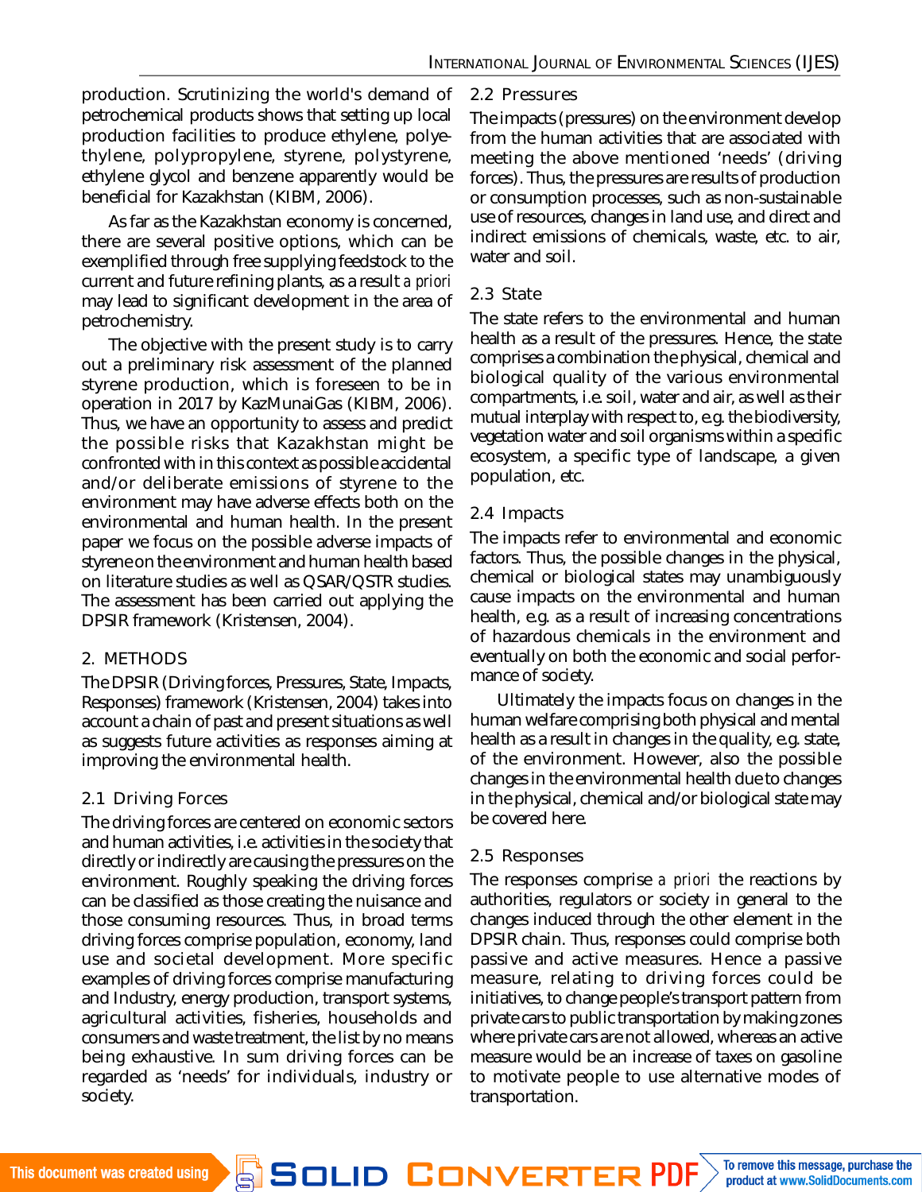production. Scrutinizing the world's demand of petrochemical products shows that setting up local production facilities to produce ethylene, polyethylene, polypropylene, styrene, polystyrene, ethylene glycol and benzene apparently would be beneficial for Kazakhstan (KIBM, 2006).

As far as the Kazakhstan economy is concerned, there are several positive options, which can be exemplified through free supplying feedstock to the current and future refining plants, as a result *a priori* may lead to significant development in the area of petrochemistry.

The objective with the present study is to carry out a preliminary risk assessment of the planned styrene production, which is foreseen to be in operation in 2017 by KazMunaiGas (KIBM, 2006). Thus, we have an opportunity to assess and predict the possible risks that Kazakhstan might be confronted with in this context as possible accidental and/or deliberate emissions of styrene to the environment may have adverse effects both on the environmental and human health. In the present paper we focus on the possible adverse impacts of styrene on the environment and human health based on literature studies as well as QSAR/QSTR studies. The assessment has been carried out applying the DPSIR framework (Kristensen, 2004).

## 2. METHODS

The DPSIR (Driving forces, Pressures, State, Impacts, Responses) framework (Kristensen, 2004) takes into account a chain of past and present situations as well as suggests future activities as responses aiming at improving the environmental health.

### 2.1 Driving Forces

The driving forces are centered on economic sectors and human activities, i.e. activities in the society that directly or indirectly are causing the pressures on the environment. Roughly speaking the driving forces can be classified as those creating the nuisance and those consuming resources. Thus, in broad terms driving forces comprise population, economy, land use and societal development. More specific examples of driving forces comprise manufacturing and Industry, energy production, transport systems, agricultural activities, fisheries, households and consumers and waste treatment, the list by no means being exhaustive. In sum driving forces can be regarded as 'needs' for individuals, industry or society.

### 2.2 Pressures

The impacts (pressures) on the environment develop from the human activities that are associated with meeting the above mentioned 'needs' (driving forces). Thus, the pressures are results of production or consumption processes, such as non-sustainable use of resources, changes in land use, and direct and indirect emissions of chemicals, waste, etc. to air, water and soil.

### 2.3 State

The state refers to the environmental and human health as a result of the pressures. Hence, the state comprises a combination the physical, chemical and biological quality of the various environmental compartments, i.e. soil, water and air, as well as their mutual interplay with respect to, e.g. the biodiversity, vegetation water and soil organisms within a specific ecosystem, a specific type of landscape, a given population, etc.

### 2.4 Impacts

The impacts refer to environmental and economic factors. Thus, the possible changes in the physical, chemical or biological states may unambiguously cause impacts on the environmental and human health, e.g. as a result of increasing concentrations of hazardous chemicals in the environment and eventually on both the economic and social performance of society.

Ultimately the impacts focus on changes in the human welfare comprising both physical and mental health as a result in changes in the quality, e.g. state, of the environment. However, also the possible changes in the environmental health due to changes in the physical, chemical and/or biological state may be covered here.

### 2.5 Responses

The responses comprise *a priori* the reactions by authorities, regulators or society in general to the changes induced through the other element in the DPSIR chain. Thus, responses could comprise both passive and active measures. Hence a passive measure, relating to driving forces could be initiatives, to change people's transport pattern from private cars to public transportation by making zones where private cars are not allowed, whereas an active measure would be an increase of taxes on gasoline to motivate people to use alternative modes of transportation.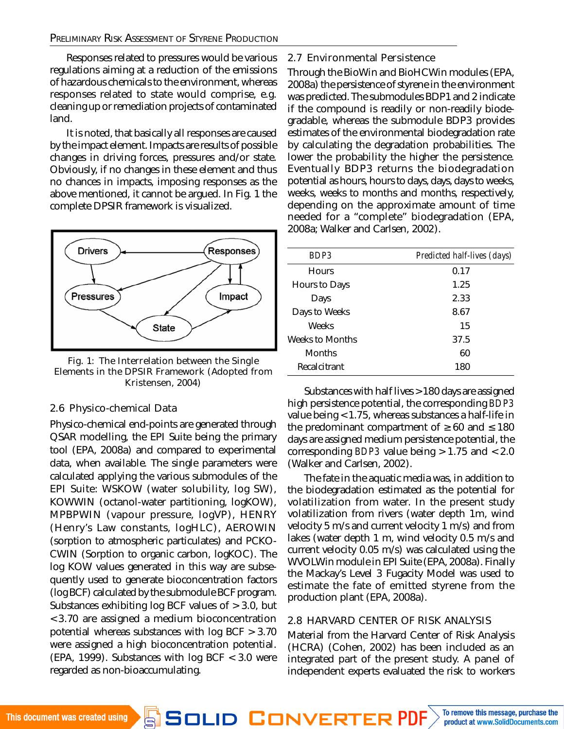Responses related to pressures would be various regulations aiming at a reduction of the emissions of hazardous chemicals to the environment, whereas responses related to state would comprise, e.g. cleaning up or remediation projects of contaminated land.

It is noted, that basically all responses are caused by the impact element. Impacts are results of possible changes in driving forces, pressures and/or state. Obviously, if no changes in these element and thus no chances in impacts, imposing responses as the above mentioned, it cannot be argued. In Fig. 1 the complete DPSIR framework is visualized.

Fig. 1: The Interrelation between the Single Elements in the DPSIR Framework (Adopted from Kristensen, 2004)

## 2.6 Physico-chemical Data

Physico-chemical end-points are generated through QSAR modelling, the EPI Suite being the primary tool (EPA, 2008a) and compared to experimental data, when available. The single parameters were calculated applying the various submodules of the EPI Suite: WSKOW (water solubility, log SW), KOWWIN (octanol-water partitioning, logKOW), MPBPWIN (vapour pressure, logVP), HENRY (Henry's Law constants, logHLC), AEROWIN (sorption to atmospheric particulates) and PCKOCWIN (Sorption to organic carbon, logKOC). The log KOW values generated in this way are subsequently used to generate bioconcentration factors (log BCF) calculated by the submodule BCF program. Substances exhibiting log BCF values of > 3.0, but < 3.70 are assigned a medium bioconcentration potential whereas substances with log BCF > 3.70 were assigned a high bioconcentration potential. (EPA, 1999). Substances with log BCF < 3.0 were regarded as non-bioaccumulating.

## 2.7 Environmental Persistence

Through the BioWin and BioHCWin modules (EPA, 2008a) the persistence of styrene in the environment was predicted. The submodules BDP1 and 2 indicate if the compound is readily or non-readily biodegradable, whereas the submodule BDP3 provides estimates of the environmental biodegradation rate by calculating the degradation probabilities. The lower the probability the higher the persistence. Eventually BDP3 returns the biodegradation potential as hours, hours to days, days, days to weeks, weeks, weeks to months and months, respectively, depending on the approximate amount of time needed for a "complete" biodegradation (EPA, 2008a; Walker and Carlsen, 2002).

| *BDP3* | *Predicted half-lives (days)* |
|---|---|
| Hours | 0.17 |
| Hours to Days | 1.25 |
| Days | 2.33 |
| Days to Weeks | 8.67 |
| Weeks | 15 |
| Weeks to Months | 37.5 |
| Months | 60 |
| Recalcitrant | 180 |

Substances with half lives > 180 days are assigned high persistence potential, the corresponding *BDP3* value being < 1.75, whereas substances a half-life in the predominant compartment of ≥ 60 and ≤ 180 days are assigned medium persistence potential, the corresponding *BDP3* value being > 1.75 and < 2.0 (Walker and Carlsen, 2002).

The fate in the aquatic media was, in addition to the biodegradation estimated as the potential for volatilization from water. In the present study volatilization from rivers (water depth 1m, wind velocity 5 m/s and current velocity 1 m/s) and from lakes (water depth 1 m, wind velocity 0.5 m/s and current velocity 0.05 m/s) was calculated using the WVOLWin module in EPI Suite (EPA, 2008a). Finally the Mackay's Level 3 Fugacity Model was used to estimate the fate of emitted styrene from the production plant (EPA, 2008a).

## 2.8 HARVARD CENTER OF RISK ANALYSIS

Material from the Harvard Center of Risk Analysis (HCRA) (Cohen, 2002) has been included as an integrated part of the present study. A panel of independent experts evaluated the risk to workers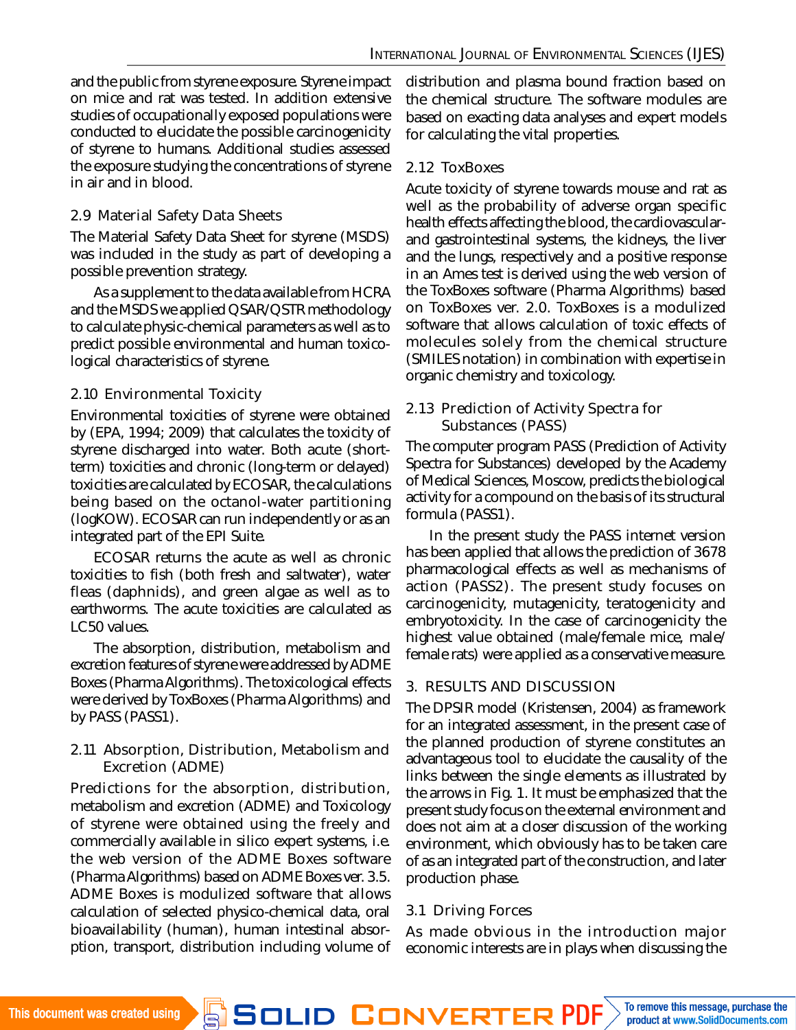and the public from styrene exposure. Styrene impact on mice and rat was tested. In addition extensive studies of occupationally exposed populations were conducted to elucidate the possible carcinogenicity of styrene to humans. Additional studies assessed the exposure studying the concentrations of styrene in air and in blood.

### 2.9 Material Safety Data Sheets

The Material Safety Data Sheet for styrene (MSDS) was included in the study as part of developing a possible prevention strategy.

As a supplement to the data available from HCRA and the MSDS we applied QSAR/QSTR methodology to calculate physic-chemical parameters as well as to predict possible environmental and human toxicological characteristics of styrene.

### 2.10 Environmental Toxicity

Environmental toxicities of styrene were obtained by (EPA, 1994; 2009) that calculates the toxicity of styrene discharged into water. Both acute (short-term) toxicities and chronic (long-term or delayed) toxicities are calculated by ECOSAR, the calculations being based on the octanol-water partitioning (logKOW). ECOSAR can run independently or as an integrated part of the EPI Suite.

ECOSAR returns the acute as well as chronic toxicities to fish (both fresh and saltwater), water fleas (daphnids), and green algae as well as to earthworms. The acute toxicities are calculated as LC50 values.

The absorption, distribution, metabolism and excretion features of styrene were addressed by ADME Boxes (Pharma Algorithms). The toxicological effects were derived by ToxBoxes (Pharma Algorithms) and by PASS (PASS1).

### 2.11 Absorption, Distribution, Metabolism and Excretion (ADME)

Predictions for the absorption, distribution, metabolism and excretion (ADME) and Toxicology of styrene were obtained using the freely and commercially available in silico expert systems, i.e. the web version of the ADME Boxes software (Pharma Algorithms) based on ADME Boxes ver. 3.5. ADME Boxes is modulized software that allows calculation of selected physico-chemical data, oral bioavailability (human), human intestinal absorption, transport, distribution including volume of distribution and plasma bound fraction based on the chemical structure. The software modules are based on exacting data analyses and expert models for calculating the vital properties.

### 2.12 ToxBoxes

Acute toxicity of styrene towards mouse and rat as well as the probability of adverse organ specific health effects affecting the blood, the cardiovascular- and gastrointestinal systems, the kidneys, the liver and the lungs, respectively and a positive response in an Ames test is derived using the web version of the ToxBoxes software (Pharma Algorithms) based on ToxBoxes ver. 2.0. ToxBoxes is a modulized software that allows calculation of toxic effects of molecules solely from the chemical structure (SMILES notation) in combination with expertise in organic chemistry and toxicology.

### 2.13 Prediction of Activity Spectra for Substances (PASS)

The computer program PASS (Prediction of Activity Spectra for Substances) developed by the Academy of Medical Sciences, Moscow, predicts the biological activity for a compound on the basis of its structural formula (PASS1).

In the present study the PASS internet version has been applied that allows the prediction of 3678 pharmacological effects as well as mechanisms of action (PASS2). The present study focuses on carcinogenicity, mutagenicity, teratogenicity and embryotoxicity. In the case of carcinogenicity the highest value obtained (male/female mice, male/female rats) were applied as a conservative measure.

## 3. RESULTS AND DISCUSSION

The DPSIR model (Kristensen, 2004) as framework for an integrated assessment, in the present case of the planned production of styrene constitutes an advantageous tool to elucidate the causality of the links between the single elements as illustrated by the arrows in Fig. 1. It must be emphasized that the present study focus on the external environment and does not aim at a closer discussion of the working environment, which obviously has to be taken care of as an integrated part of the construction, and later production phase.

### 3.1 Driving Forces

As made obvious in the introduction major economic interests are in plays when discussing the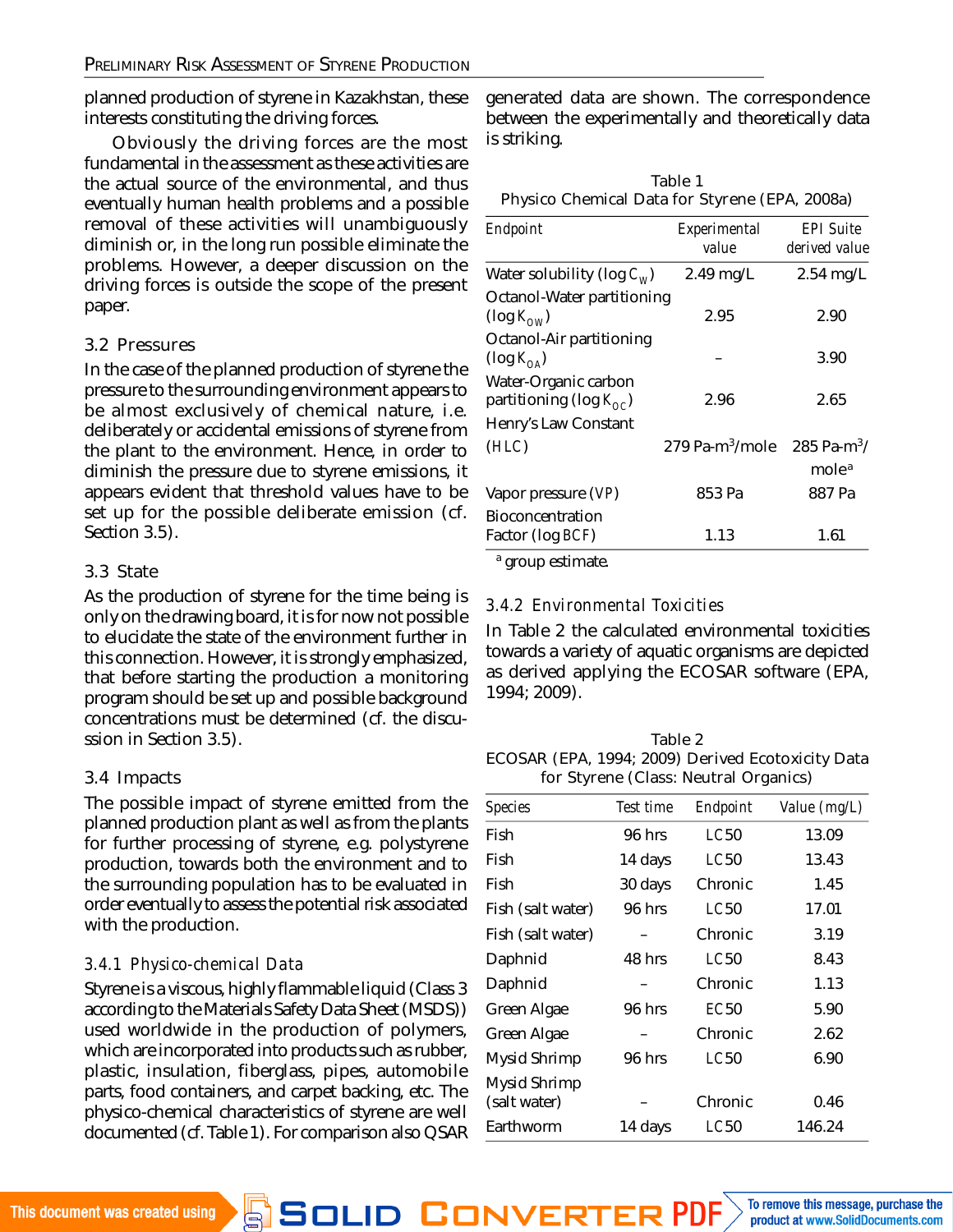planned production of styrene in Kazakhstan, these interests constituting the driving forces.

Obviously the driving forces are the most fundamental in the assessment as these activities are the actual source of the environmental, and thus eventually human health problems and a possible removal of these activities will unambiguously diminish or, in the long run possible eliminate the problems. However, a deeper discussion on the driving forces is outside the scope of the present paper.

### 3.2 Pressures

In the case of the planned production of styrene the pressure to the surrounding environment appears to be almost exclusively of chemical nature, i.e. deliberately or accidental emissions of styrene from the plant to the environment. Hence, in order to diminish the pressure due to styrene emissions, it appears evident that threshold values have to be set up for the possible deliberate emission (cf. Section 3.5).

### 3.3 State

As the production of styrene for the time being is only on the drawing board, it is for now not possible to elucidate the state of the environment further in this connection. However, it is strongly emphasized, that before starting the production a monitoring program should be set up and possible background concentrations must be determined (cf. the discussion in Section 3.5).

### 3.4 Impacts

The possible impact of styrene emitted from the planned production plant as well as from the plants for further processing of styrene, e.g. polystyrene production, towards both the environment and to the surrounding population has to be evaluated in order eventually to assess the potential risk associated with the production.

#### 3.4.1 *Physico-chemical Data*

Styrene is a viscous, highly flammable liquid (Class 3 according to the Materials Safety Data Sheet (MSDS)) used worldwide in the production of polymers, which are incorporated into products such as rubber, plastic, insulation, fiberglass, pipes, automobile parts, food containers, and carpet backing, etc. The physico-chemical characteristics of styrene are well documented (cf. Table 1). For comparison also QSAR generated data are shown. The correspondence between the experimentally and theoretically data is striking.

Table 1
Physico Chemical Data for Styrene (EPA, 2008a)

| Endpoint | Experimental value | EPI Suite derived value |
|---|---|---|
| Water solubility ($\log C_W$) | 2.49 mg/L | 2.54 mg/L |
| Octanol-Water partitioning ($\log K_{OW}$) | 2.95 | 2.90 |
| Octanol-Air partitioning ($\log K_{OA}$) | – | 3.90 |
| Water-Organic carbon partitioning ($\log K_{OC}$) | 2.96 | 2.65 |
| Henry's Law Constant (HLC) | 279 Pa-m$^3$/mole | 285 Pa-m$^3$/mole[a] |
| Vapor pressure (VP) | 853 Pa | 887 Pa |
| Bioconcentration Factor (log BCF) | 1.13 | 1.61 |

[a] group estimate.

#### 3.4.2 *Environmental Toxicities*

In Table 2 the calculated environmental toxicities towards a variety of aquatic organisms are depicted as derived applying the ECOSAR software (EPA, 1994; 2009).

Table 2
ECOSAR (EPA, 1994; 2009) Derived Ecotoxicity Data for Styrene (Class: Neutral Organics)

| Species | Test time | Endpoint | Value (mg/L) |
|---|---|---|---|
| Fish | 96 hrs | LC50 | 13.09 |
| Fish | 14 days | LC50 | 13.43 |
| Fish | 30 days | Chronic | 1.45 |
| Fish (salt water) | 96 hrs | LC50 | 17.01 |
| Fish (salt water) | – | Chronic | 3.19 |
| Daphnid | 48 hrs | LC50 | 8.43 |
| Daphnid | – | Chronic | 1.13 |
| Green Algae | 96 hrs | EC50 | 5.90 |
| Green Algae | – | Chronic | 2.62 |
| Mysid Shrimp | 96 hrs | LC50 | 6.90 |
| Mysid Shrimp (salt water) | – | Chronic | 0.46 |
| Earthworm | 14 days | LC50 | 146.24 |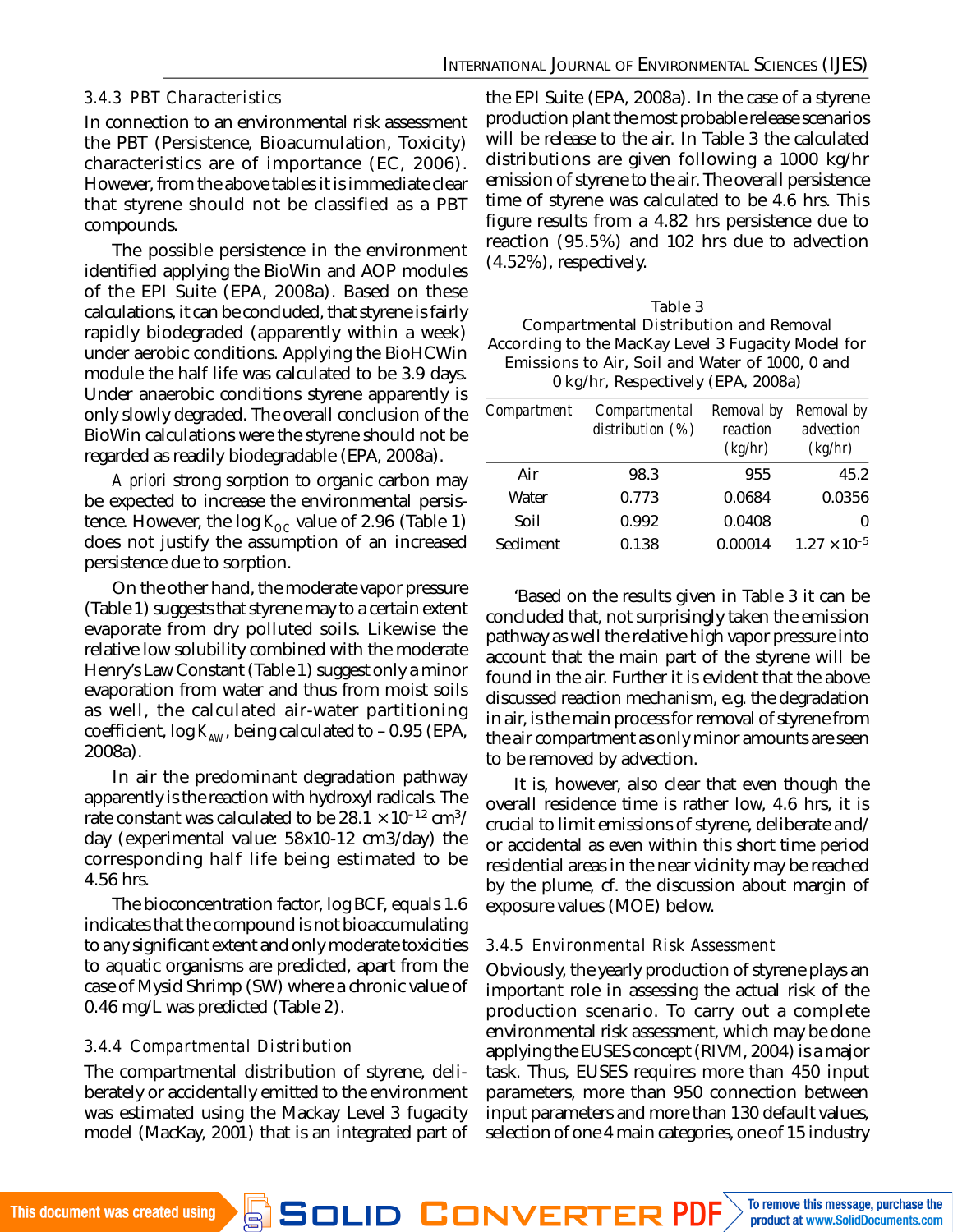### 3.4.3 PBT Characteristics

In connection to an environmental risk assessment the PBT (Persistence, Bioacumulation, Toxicity) characteristics are of importance (EC, 2006). However, from the above tables it is immediate clear that styrene should not be classified as a PBT compounds.

The possible persistence in the environment identified applying the BioWin and AOP modules of the EPI Suite (EPA, 2008a). Based on these calculations, it can be concluded, that styrene is fairly rapidly biodegraded (apparently within a week) under aerobic conditions. Applying the BioHCWin module the half life was calculated to be 3.9 days. Under anaerobic conditions styrene apparently is only slowly degraded. The overall conclusion of the BioWin calculations were the styrene should not be regarded as readily biodegradable (EPA, 2008a).

*A priori* strong sorption to organic carbon may be expected to increase the environmental persistence. However, the log $K_{OC}$ value of 2.96 (Table 1) does not justify the assumption of an increased persistence due to sorption.

On the other hand, the moderate vapor pressure (Table 1) suggests that styrene may to a certain extent evaporate from dry polluted soils. Likewise the relative low solubility combined with the moderate Henry's Law Constant (Table 1) suggest only a minor evaporation from water and thus from moist soils as well, the calculated air-water partitioning coefficient, log $K_{AW}$, being calculated to – 0.95 (EPA, 2008a).

In air the predominant degradation pathway apparently is the reaction with hydroxyl radicals. The rate constant was calculated to be $28.1 \times 10^{-12}$ cm$^3$/day (experimental value: 58x10-12 cm3/day) the corresponding half life being estimated to be 4.56 hrs.

The bioconcentration factor, log BCF, equals 1.6 indicates that the compound is not bioaccumulating to any significant extent and only moderate toxicities to aquatic organisms are predicted, apart from the case of Mysid Shrimp (SW) where a chronic value of 0.46 mg/L was predicted (Table 2).

### 3.4.4 Compartmental Distribution

The compartmental distribution of styrene, deliberately or accidentally emitted to the environment was estimated using the Mackay Level 3 fugacity model (MacKay, 2001) that is an integrated part of the EPI Suite (EPA, 2008a). In the case of a styrene production plant the most probable release scenarios will be release to the air. In Table 3 the calculated distributions are given following a 1000 kg/hr emission of styrene to the air. The overall persistence time of styrene was calculated to be 4.6 hrs. This figure results from a 4.82 hrs persistence due to reaction (95.5%) and 102 hrs due to advection (4.52%), respectively.

Table 3
Compartmental Distribution and Removal According to the MacKay Level 3 Fugacity Model for Emissions to Air, Soil and Water of 1000, 0 and 0 kg/hr, Respectively (EPA, 2008a)

| Compartment | Compartmental distribution (%) | Removal by reaction (kg/hr) | Removal by advection (kg/hr) |
|---|---|---|---|
| Air | 98.3 | 955 | 45.2 |
| Water | 0.773 | 0.0684 | 0.0356 |
| Soil | 0.992 | 0.0408 | 0 |
| Sediment | 0.138 | 0.00014 | $1.27 \times 10^{-5}$ |

'Based on the results given in Table 3 it can be concluded that, not surprisingly taken the emission pathway as well the relative high vapor pressure into account that the main part of the styrene will be found in the air. Further it is evident that the above discussed reaction mechanism, e.g. the degradation in air, is the main process for removal of styrene from the air compartment as only minor amounts are seen to be removed by advection.

It is, however, also clear that even though the overall residence time is rather low, 4.6 hrs, it is crucial to limit emissions of styrene, deliberate and/or accidental as even within this short time period residential areas in the near vicinity may be reached by the plume, cf. the discussion about margin of exposure values (MOE) below.

### 3.4.5 Environmental Risk Assessment

Obviously, the yearly production of styrene plays an important role in assessing the actual risk of the production scenario. To carry out a complete environmental risk assessment, which may be done applying the EUSES concept (RIVM, 2004) is a major task. Thus, EUSES requires more than 450 input parameters, more than 950 connection between input parameters and more than 130 default values, selection of one 4 main categories, one of 15 industry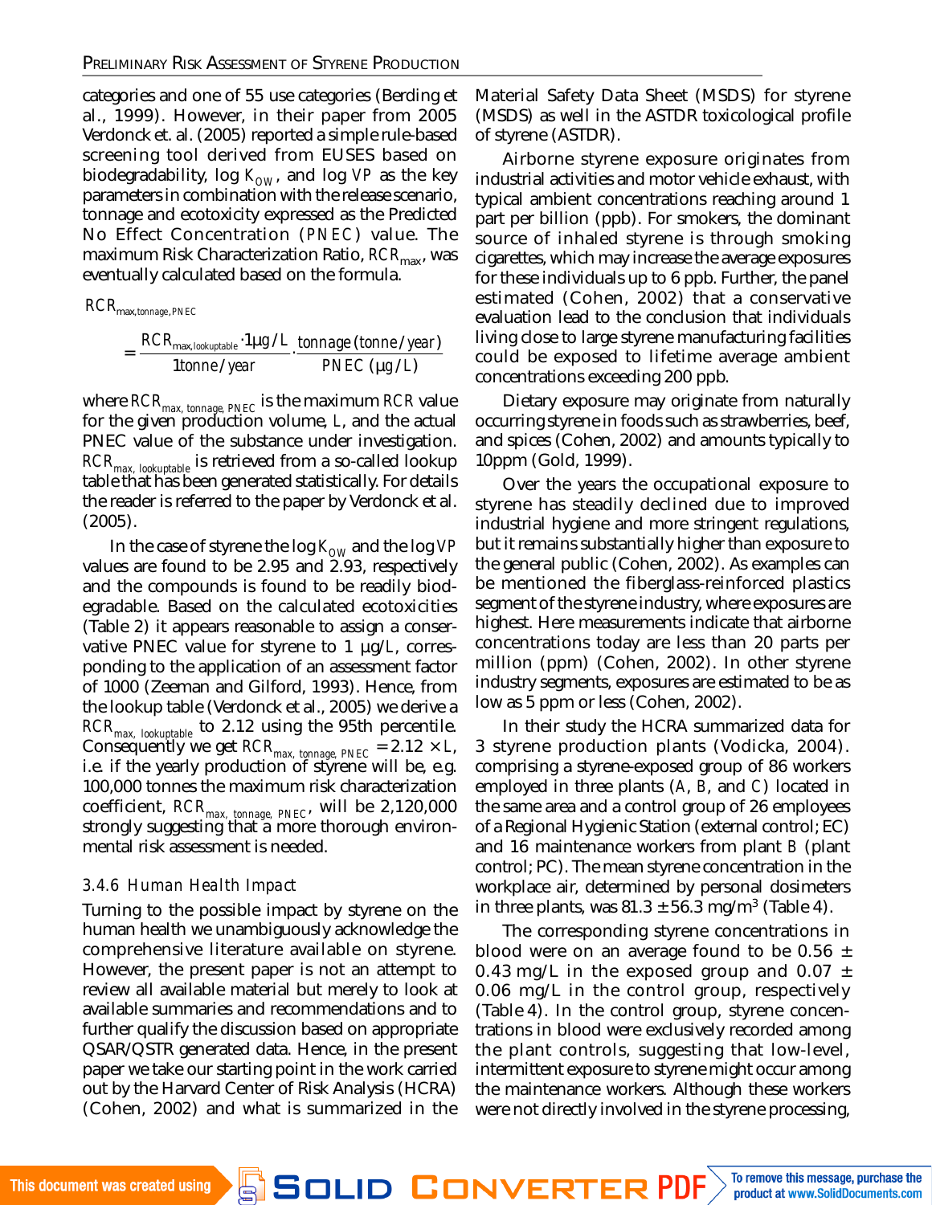categories and one of 55 use categories (Berding et al., 1999). However, in their paper from 2005 Verdonck et. al. (2005) reported a simple rule-based screening tool derived from EUSES based on biodegradability, log $K_{OW}$, and log $VP$ as the key parameters in combination with the release scenario, tonnage and ecotoxicity expressed as the Predicted No Effect Concentration ($PNEC$) value. The maximum Risk Characterization Ratio, $RCR_{max}$, was eventually calculated based on the formula.

$$RCR_{max,tonnage,PNEC} = \frac{RCR_{max,lookuptable} \cdot 1\mu g/L}{1 tonne/year} \cdot \frac{tonnage\,(tonne/year)}{PNEC\,(\mu g/L)}$$

where $RCR_{max,\ tonnage,\ PNEC}$ is the maximum $RCR$ value for the given production volume, $L$, and the actual PNEC value of the substance under investigation. $RCR_{max,\ lookuptable}$ is retrieved from a so-called lookup table that has been generated statistically. For details the reader is referred to the paper by Verdonck et al. (2005).

In the case of styrene the log $K_{OW}$ and the log $VP$ values are found to be 2.95 and 2.93, respectively and the compounds is found to be readily biodegradable. Based on the calculated ecotoxicities (Table 2) it appears reasonable to assign a conservative PNEC value for styrene to 1 µg/L, corresponding to the application of an assessment factor of 1000 (Zeeman and Gilford, 1993). Hence, from the lookup table (Verdonck et al., 2005) we derive a $RCR_{max,\ lookuptable}$ to 2.12 using the 95th percentile. Consequently we get $RCR_{max,\ tonnage,\ PNEC} = 2.12 \times L$, i.e. if the yearly production of styrene will be, e.g. 100,000 tonnes the maximum risk characterization coefficient, $RCR_{max,\ tonnage,\ PNEC}$, will be 2,120,000 strongly suggesting that a more thorough environmental risk assessment is needed.

### 3.4.6 *Human Health Impact*

Turning to the possible impact by styrene on the human health we unambiguously acknowledge the comprehensive literature available on styrene. However, the present paper is not an attempt to review all available material but merely to look at available summaries and recommendations and to further qualify the discussion based on appropriate QSAR/QSTR generated data. Hence, in the present paper we take our starting point in the work carried out by the Harvard Center of Risk Analysis (HCRA) (Cohen, 2002) and what is summarized in the Material Safety Data Sheet (MSDS) for styrene (MSDS) as well in the ASTDR toxicological profile of styrene (ASTDR).

Airborne styrene exposure originates from industrial activities and motor vehicle exhaust, with typical ambient concentrations reaching around 1 part per billion (ppb). For smokers, the dominant source of inhaled styrene is through smoking cigarettes, which may increase the average exposures for these individuals up to 6 ppb. Further, the panel estimated (Cohen, 2002) that a conservative evaluation lead to the conclusion that individuals living close to large styrene manufacturing facilities could be exposed to lifetime average ambient concentrations exceeding 200 ppb.

Dietary exposure may originate from naturally occurring styrene in foods such as strawberries, beef, and spices (Cohen, 2002) and amounts typically to 10ppm (Gold, 1999).

Over the years the occupational exposure to styrene has steadily declined due to improved industrial hygiene and more stringent regulations, but it remains substantially higher than exposure to the general public (Cohen, 2002). As examples can be mentioned the fiberglass-reinforced plastics segment of the styrene industry, where exposures are highest. Here measurements indicate that airborne concentrations today are less than 20 parts per million (ppm) (Cohen, 2002). In other styrene industry segments, exposures are estimated to be as low as 5 ppm or less (Cohen, 2002).

In their study the HCRA summarized data for 3 styrene production plants (Vodicka, 2004). comprising a styrene-exposed group of 86 workers employed in three plants ($A$, $B$, and $C$) located in the same area and a control group of 26 employees of a Regional Hygienic Station (external control; EC) and 16 maintenance workers from plant $B$ (plant control; PC). The mean styrene concentration in the workplace air, determined by personal dosimeters in three plants, was $81.3 \pm 56.3$ mg/m$^3$ (Table 4).

The corresponding styrene concentrations in blood were on an average found to be $0.56 \pm 0.43$ mg/L in the exposed group and $0.07 \pm 0.06$ mg/L in the control group, respectively (Table 4). In the control group, styrene concentrations in blood were exclusively recorded among the plant controls, suggesting that low-level, intermittent exposure to styrene might occur among the maintenance workers. Although these workers were not directly involved in the styrene processing,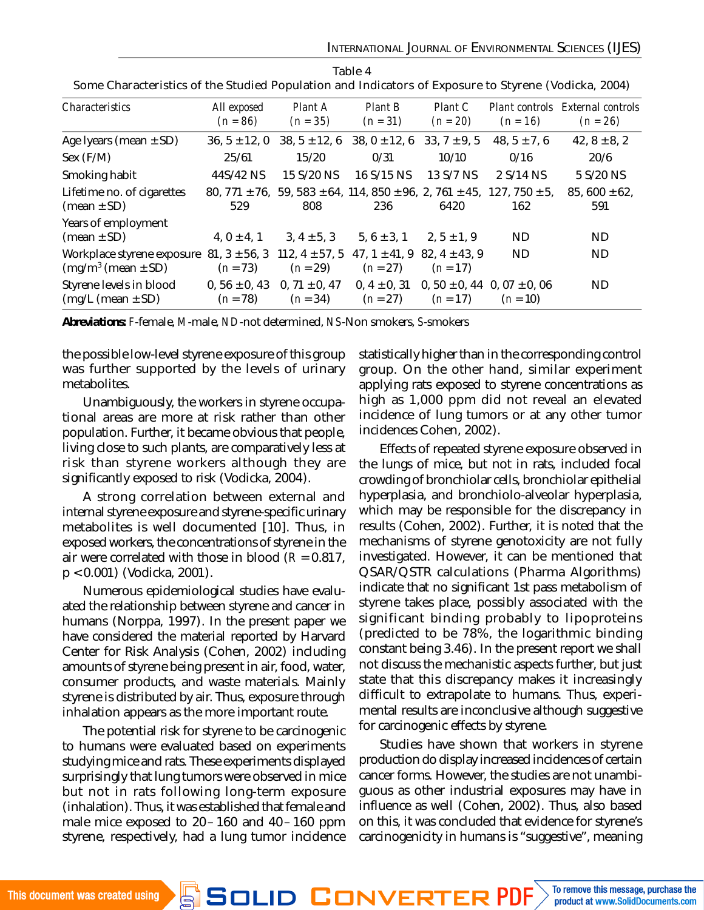Table 4
Some Characteristics of the Studied Population and Indicators of Exposure to Styrene (Vodicka, 2004)

| *Characteristics* | *All exposed* (*n* = 86) | *Plant A* (*n* = 35) | *Plant B* (*n* = 31) | *Plant C* (*n* = 20) | *Plant controls* (*n* = 16) | *External controls* (*n* = 26) |
|---|---|---|---|---|---|---|
| Age lyears (mean ± SD) | 36, 5 ± 12, 0 | 38, 5 ± 12, 6 | 38, 0 ± 12, 6 | 33, 7 ± 9, 5 | 48, 5 ± 7, 6 | 42, 8 ± 8, 2 |
| Sex (F/M) | 25/61 | 15/20 | 0/31 | 10/10 | 0/16 | 20/6 |
| Smoking habit | 44S/42 NS | 15 S/20 NS | 16 S/15 NS | 13 S/7 NS | 2 S/14 NS | 5 S/20 NS |
| Lifetime no. of cigarettes (mean ± SD) | 80, 771 ± 76, 529 | 59, 583 ± 64, 808 | 114, 850 ± 96, 236 | 2, 761 ± 45, 6420 | 127, 750 ± 5, 162 | 85, 600 ± 62, 591 |
| Years of employment (mean ± SD) | 4, 0 ± 4, 1 | 3, 4 ± 5, 3 | 5, 6 ± 3, 1 | 2, 5 ± 1, 9 | ND | ND |
| Workplace styrene exposure ($mg/m^3$ (mean ± SD) | 81, 3 ± 56, 3 (*n* = 73) | 112, 4 ± 57, 5 (*n* = 29) | 47, 1 ± 41, 9 (*n* = 27) | 82, 4 ± 43, 9 (*n* = 17) | ND | ND |
| Styrene levels in blood (mg/L (mean ± SD) | 0, 56 ± 0, 43 (*n* = 78) | 0, 71 ± 0, 47 (*n* = 34) | 0, 4 ± 0, 31 (*n* = 27) | 0, 50 ± 0, 44 (*n* = 17) | 0, 07 ± 0, 06 (*n* = 10) | ND |

**Abreviations:** *F*-female, *M*-male, *ND*-not determined, *NS*-Non smokers, *S*-smokers

the possible low-level styrene exposure of this group was further supported by the levels of urinary metabolites.

Unambiguously, the workers in styrene occupational areas are more at risk rather than other population. Further, it became obvious that people, living close to such plants, are comparatively less at risk than styrene workers although they are significantly exposed to risk (Vodicka, 2004).

A strong correlation between external and internal styrene exposure and styrene-specific urinary metabolites is well documented [10]. Thus, in exposed workers, the concentrations of styrene in the air were correlated with those in blood ($R = 0.817$, $p < 0.001$) (Vodicka, 2001).

Numerous epidemiological studies have evaluated the relationship between styrene and cancer in humans (Norppa, 1997). In the present paper we have considered the material reported by Harvard Center for Risk Analysis (Cohen, 2002) including amounts of styrene being present in air, food, water, consumer products, and waste materials. Mainly styrene is distributed by air. Thus, exposure through inhalation appears as the more important route.

The potential risk for styrene to be carcinogenic to humans were evaluated based on experiments studying mice and rats. These experiments displayed surprisingly that lung tumors were observed in mice but not in rats following long-term exposure (inhalation). Thus, it was established that female and male mice exposed to 20–160 and 40–160 ppm styrene, respectively, had a lung tumor incidence statistically higher than in the corresponding control group. On the other hand, similar experiment applying rats exposed to styrene concentrations as high as 1,000 ppm did not reveal an elevated incidence of lung tumors or at any other tumor incidences Cohen, 2002).

Effects of repeated styrene exposure observed in the lungs of mice, but not in rats, included focal crowding of bronchiolar cells, bronchiolar epithelial hyperplasia, and bronchiolo-alveolar hyperplasia, which may be responsible for the discrepancy in results (Cohen, 2002). Further, it is noted that the mechanisms of styrene genotoxicity are not fully investigated. However, it can be mentioned that QSAR/QSTR calculations (Pharma Algorithms) indicate that no significant 1st pass metabolism of styrene takes place, possibly associated with the significant binding probably to lipoproteins (predicted to be 78%, the logarithmic binding constant being 3.46). In the present report we shall not discuss the mechanistic aspects further, but just state that this discrepancy makes it increasingly difficult to extrapolate to humans. Thus, experimental results are inconclusive although suggestive for carcinogenic effects by styrene.

Studies have shown that workers in styrene production do display increased incidences of certain cancer forms. However, the studies are not unambiguous as other industrial exposures may have in influence as well (Cohen, 2002). Thus, also based on this, it was concluded that evidence for styrene's carcinogenicity in humans is "suggestive", meaning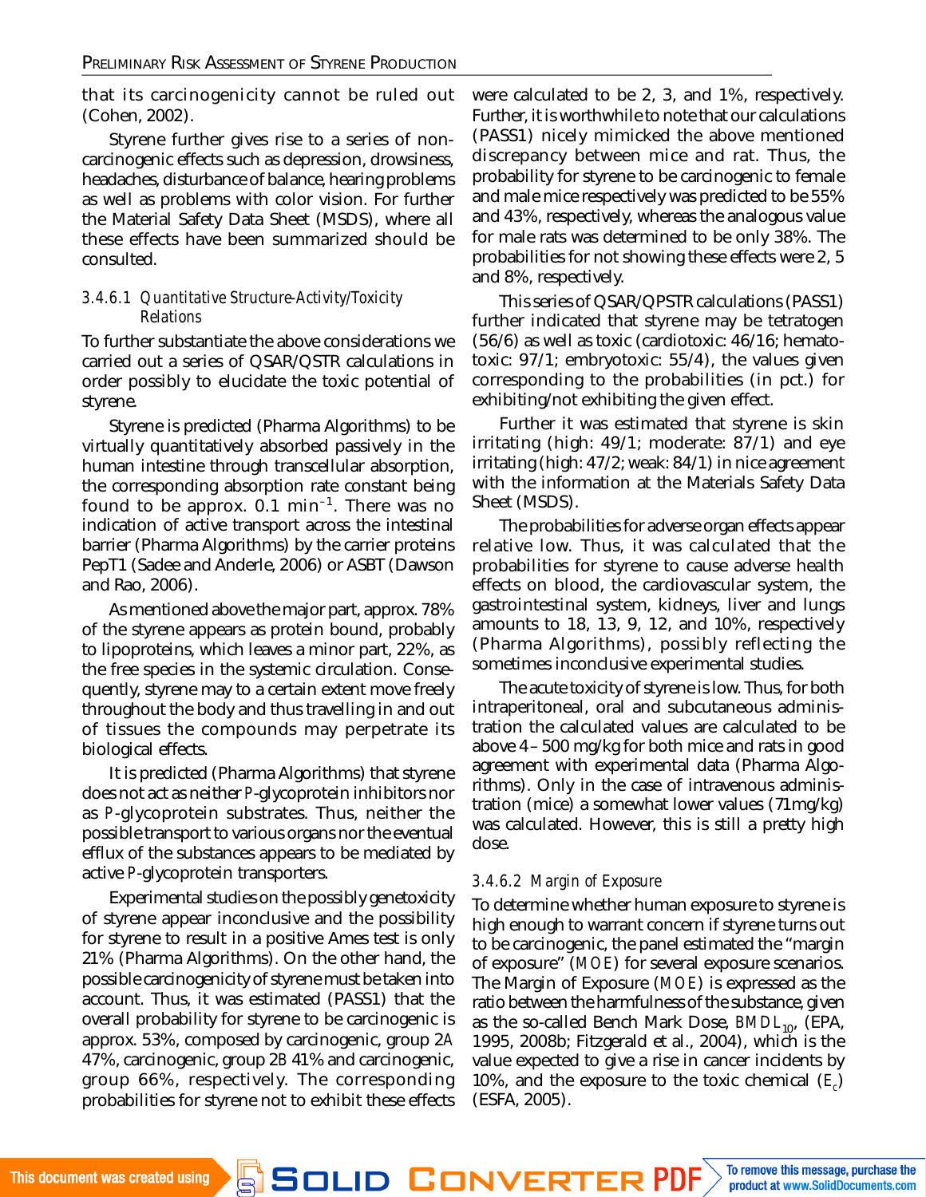that its carcinogenicity cannot be ruled out (Cohen, 2002).

Styrene further gives rise to a series of non-carcinogenic effects such as depression, drowsiness, headaches, disturbance of balance, hearing problems as well as problems with color vision. For further the Material Safety Data Sheet (MSDS), where all these effects have been summarized should be consulted.

#### *3.4.6.1 Quantitative Structure-Activity/Toxicity Relations*

To further substantiate the above considerations we carried out a series of QSAR/QSTR calculations in order possibly to elucidate the toxic potential of styrene.

Styrene is predicted (Pharma Algorithms) to be virtually quantitatively absorbed passively in the human intestine through transcellular absorption, the corresponding absorption rate constant being found to be approx. 0.1 $min^{-1}$. There was no indication of active transport across the intestinal barrier (Pharma Algorithms) by the carrier proteins PepT1 (Sadee and Anderle, 2006) or ASBT (Dawson and Rao, 2006).

As mentioned above the major part, approx. 78% of the styrene appears as protein bound, probably to lipoproteins, which leaves a minor part, 22%, as the free species in the systemic circulation. Consequently, styrene may to a certain extent move freely throughout the body and thus travelling in and out of tissues the compounds may perpetrate its biological effects.

It is predicted (Pharma Algorithms) that styrene does not act as neither *P*-glycoprotein inhibitors nor as *P*-glycoprotein substrates. Thus, neither the possible transport to various organs nor the eventual efflux of the substances appears to be mediated by active *P*-glycoprotein transporters.

Experimental studies on the possibly genetoxicity of styrene appear inconclusive and the possibility for styrene to result in a positive Ames test is only 21% (Pharma Algorithms). On the other hand, the possible carcinogenicity of styrene must be taken into account. Thus, it was estimated (PASS1) that the overall probability for styrene to be carcinogenic is approx. 53%, composed by carcinogenic, group 2*A* 47%, carcinogenic, group 2*B* 41% and carcinogenic, group 66%, respectively. The corresponding probabilities for styrene not to exhibit these effects were calculated to be 2, 3, and 1%, respectively. Further, it is worthwhile to note that our calculations (PASS1) nicely mimicked the above mentioned discrepancy between mice and rat. Thus, the probability for styrene to be carcinogenic to female and male mice respectively was predicted to be 55% and 43%, respectively, whereas the analogous value for male rats was determined to be only 38%. The probabilities for not showing these effects were 2, 5 and 8%, respectively.

This series of QSAR/QPSTR calculations (PASS1) further indicated that styrene may be tetratogen (56/6) as well as toxic (cardiotoxic: 46/16; hematotoxic: 97/1; embryotoxic: 55/4), the values given corresponding to the probabilities (in pct.) for exhibiting/not exhibiting the given effect.

Further it was estimated that styrene is skin irritating (high: 49/1; moderate: 87/1) and eye irritating (high: 47/2; weak: 84/1) in nice agreement with the information at the Materials Safety Data Sheet (MSDS).

The probabilities for adverse organ effects appear relative low. Thus, it was calculated that the probabilities for styrene to cause adverse health effects on blood, the cardiovascular system, the gastrointestinal system, kidneys, liver and lungs amounts to 18, 13, 9, 12, and 10%, respectively (Pharma Algorithms), possibly reflecting the sometimes inconclusive experimental studies.

The acute toxicity of styrene is low. Thus, for both intraperitoneal, oral and subcutaneous administration the calculated values are calculated to be above 4 – 500 mg/kg for both mice and rats in good agreement with experimental data (Pharma Algorithms). Only in the case of intravenous administration (mice) a somewhat lower values (71mg/kg) was calculated. However, this is still a pretty high dose.

#### *3.4.6.2 Margin of Exposure*

To determine whether human exposure to styrene is high enough to warrant concern if styrene turns out to be carcinogenic, the panel estimated the "margin of exposure" (*MOE*) for several exposure scenarios. The Margin of Exposure (*MOE*) is expressed as the ratio between the harmfulness of the substance, given as the so-called Bench Mark Dose, $BMDL_{10}$, (EPA, 1995, 2008b; Fitzgerald et al., 2004), which is the value expected to give a rise in cancer incidents by 10%, and the exposure to the toxic chemical ($E_c$) (ESFA, 2005).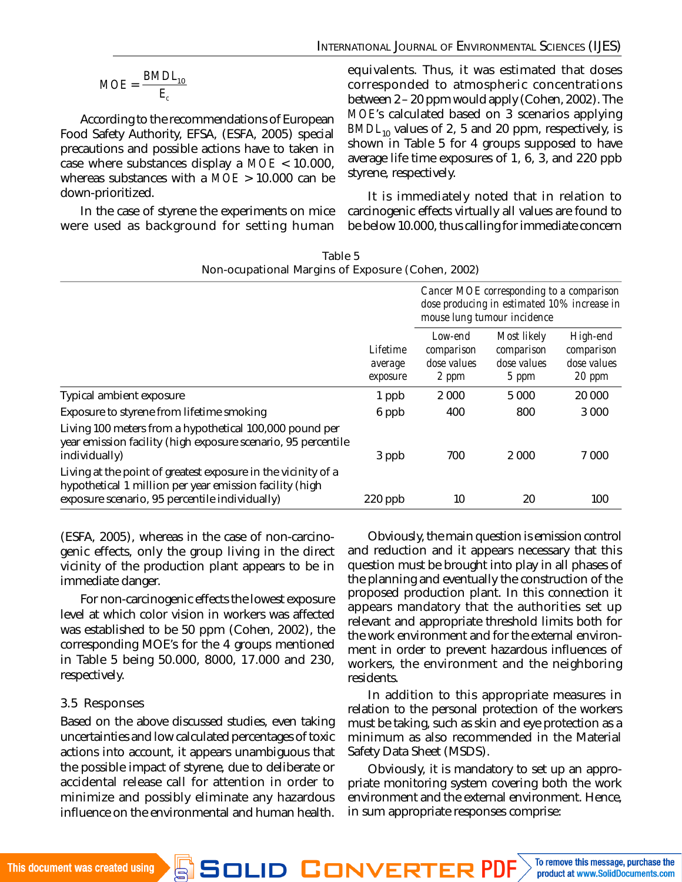$$MOE = \frac{BMDL_{10}}{E_c}$$

According to the recommendations of European Food Safety Authority, EFSA, (ESFA, 2005) special precautions and possible actions have to taken in case where substances display a $MOE < 10.000$, whereas substances with a $MOE > 10.000$ can be down-prioritized.

In the case of styrene the experiments on mice were used as background for setting human equivalents. Thus, it was estimated that doses corresponded to atmospheric concentrations between 2 – 20 ppm would apply (Cohen, 2002). The $MOE$'s calculated based on 3 scenarios applying $BMDL_{10}$ values of 2, 5 and 20 ppm, respectively, is shown in Table 5 for 4 groups supposed to have average life time exposures of 1, 6, 3, and 220 ppb styrene, respectively.

It is immediately noted that in relation to carcinogenic effects virtually all values are found to be below 10.000, thus calling for immediate concern (ESFA, 2005), whereas in the case of non-carcinogenic effects, only the group living in the direct vicinity of the production plant appears to be in immediate danger.

Table 5
Non-ocupational Margins of Exposure (Cohen, 2002)

| | | *Cancer MOE corresponding to a comparison dose producing in estimated 10% increase in mouse lung tumour incidence* | | |
|---|---|---|---|---|
| | Lifetime average exposure | Low-end comparison dose values 2 ppm | Most likely comparison dose values 5 ppm | High-end comparison dose values 20 ppm |
| Typical ambient exposure | 1 ppb | 2 000 | 5 000 | 20 000 |
| Exposure to styrene from lifetime smoking | 6 ppb | 400 | 800 | 3 000 |
| Living 100 meters from a hypothetical 100,000 pound per year emission facility (high exposure scenario, 95 percentile individually) | 3 ppb | 700 | 2 000 | 7 000 |
| Living at the point of greatest exposure in the vicinity of a hypothetical 1 million per year emission facility (high exposure scenario, 95 percentile individually) | 220 ppb | 10 | 20 | 100 |

For non-carcinogenic effects the lowest exposure level at which color vision in workers was affected was established to be 50 ppm (Cohen, 2002), the corresponding MOE's for the 4 groups mentioned in Table 5 being 50.000, 8000, 17.000 and 230, respectively.

### 3.5 Responses

Based on the above discussed studies, even taking uncertainties and low calculated percentages of toxic actions into account, it appears unambiguous that the possible impact of styrene, due to deliberate or accidental release call for attention in order to minimize and possibly eliminate any hazardous influence on the environmental and human health.

Obviously, the main question is emission control and reduction and it appears necessary that this question must be brought into play in all phases of the planning and eventually the construction of the proposed production plant. In this connection it appears mandatory that the authorities set up relevant and appropriate threshold limits both for the work environment and for the external environment in order to prevent hazardous influences of workers, the environment and the neighboring residents.

In addition to this appropriate measures in relation to the personal protection of the workers must be taking, such as skin and eye protection as a minimum as also recommended in the Material Safety Data Sheet (MSDS).

Obviously, it is mandatory to set up an appropriate monitoring system covering both the work environment and the external environment. Hence, in sum appropriate responses comprise: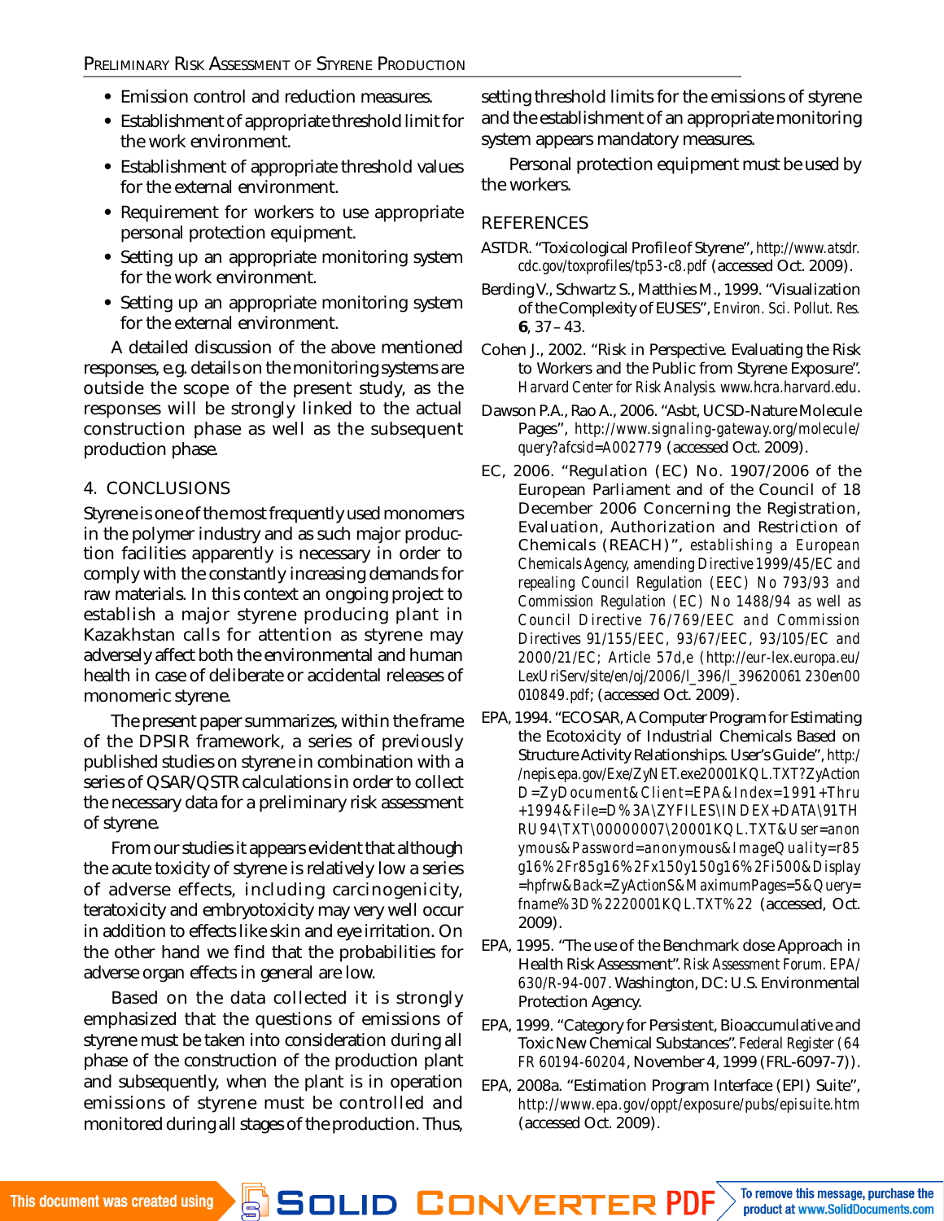- Emission control and reduction measures.
- Establishment of appropriate threshold limit for the work environment.
- Establishment of appropriate threshold values for the external environment.
- Requirement for workers to use appropriate personal protection equipment.
- Setting up an appropriate monitoring system for the work environment.
- Setting up an appropriate monitoring system for the external environment.

A detailed discussion of the above mentioned responses, e.g. details on the monitoring systems are outside the scope of the present study, as the responses will be strongly linked to the actual construction phase as well as the subsequent production phase.

## 4. CONCLUSIONS

Styrene is one of the most frequently used monomers in the polymer industry and as such major production facilities apparently is necessary in order to comply with the constantly increasing demands for raw materials. In this context an ongoing project to establish a major styrene producing plant in Kazakhstan calls for attention as styrene may adversely affect both the environmental and human health in case of deliberate or accidental releases of monomeric styrene.

The present paper summarizes, within the frame of the DPSIR framework, a series of previously published studies on styrene in combination with a series of QSAR/QSTR calculations in order to collect the necessary data for a preliminary risk assessment of styrene.

From our studies it appears evident that although the acute toxicity of styrene is relatively low a series of adverse effects, including carcinogenicity, teratoxicity and embryotoxicity may very well occur in addition to effects like skin and eye irritation. On the other hand we find that the probabilities for adverse organ effects in general are low.

Based on the data collected it is strongly emphasized that the questions of emissions of styrene must be taken into consideration during all phase of the construction of the production plant and subsequently, when the plant is in operation emissions of styrene must be controlled and monitored during all stages of the production. Thus, setting threshold limits for the emissions of styrene and the establishment of an appropriate monitoring system appears mandatory measures.

Personal protection equipment must be used by the workers.

## REFERENCES

ASTDR. "Toxicological Profile of Styrene", http://www.atsdr.cdc.gov/toxprofiles/tp53-c8.pdf (accessed Oct. 2009).

Berding V., Schwartz S., Matthies M., 1999. "Visualization of the Complexity of EUSES", *Environ. Sci. Pollut. Res.* **6**, 37 – 43.

Cohen J., 2002. "Risk in Perspective. Evaluating the Risk to Workers and the Public from Styrene Exposure". Harvard Center for Risk Analysis. www.hcra.harvard.edu.

Dawson P.A., Rao A., 2006. "Asbt, UCSD-Nature Molecule Pages", http://www.signaling-gateway.org/molecule/query?afcsid=A002779 (accessed Oct. 2009).

EC, 2006. "Regulation (EC) No. 1907/2006 of the European Parliament and of the Council of 18 December 2006 Concerning the Registration, Evaluation, Authorization and Restriction of Chemicals (REACH)", establishing a European Chemicals Agency, amending Directive 1999/45/EC and repealing Council Regulation (EEC) No 793/93 and Commission Regulation (EC) No 1488/94 as well as Council Directive 76/769/EEC and Commission Directives 91/155/EEC, 93/67/EEC, 93/105/EC and 2000/21/EC; Article 57d,e (http://eur-lex.europa.eu/LexUriServ/site/en/oj/2006/l_396/l_39620061 230en00010849.pdf; (accessed Oct. 2009).

EPA, 1994. "ECOSAR, A Computer Program for Estimating the Ecotoxicity of Industrial Chemicals Based on Structure Activity Relationships. User's Guide", http://nepis.epa.gov/Exe/ZyNET.exe20001KQL.TXT?ZyActionD=ZyDocument&Client=EPA&Index=1991+Thru+1994&File=D%3A\ZYFILES\INDEX+DATA\91THRU94\TXT\00000007\20001KQL.TXT&User=anonymous&Password=anonymous&ImageQuality=r85g16%2Fr85g16%2Fx150y150g16%2Fi500&Display=hpfrw&Back=ZyActionS&MaximumPages=5&Query=fname%3D%2220001KQL.TXT%22 (accessed, Oct. 2009).

EPA, 1995. "The use of the Benchmark dose Approach in Health Risk Assessment". Risk Assessment Forum. EPA/630/R-94-007. Washington, DC: U.S. Environmental Protection Agency.

EPA, 1999. "Category for Persistent, Bioaccumulative and Toxic New Chemical Substances". Federal Register (64 FR 60194-60204, November 4, 1999 (FRL-6097-7)).

EPA, 2008a. "Estimation Program Interface (EPI) Suite", http://www.epa.gov/oppt/exposure/pubs/episuite.htm (accessed Oct. 2009).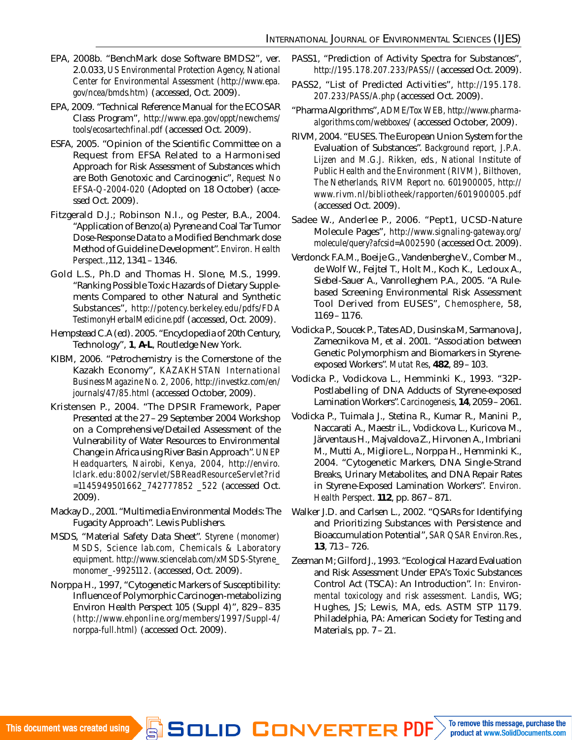EPA, 2008b. "BenchMark dose Software BMDS2", ver. 2.0.033, *US Environmental Protection Agency, National Center for Environmental Assessment (http://www.epa.gov/ncea/bmds.htm)* (accessed, Oct. 2009).

EPA, 2009. "Technical Reference Manual for the ECOSAR Class Program", *http://www.epa.gov/oppt/newchems/tools/ecosartechfinal.pdf* (accessed Oct. 2009).

ESFA, 2005. "Opinion of the Scientific Committee on a Request from EFSA Related to a Harmonised Approach for Risk Assessment of Substances which are Both Genotoxic and Carcinogenic", *Request No EFSA-Q-2004-020* (Adopted on 18 October) (accessed Oct. 2009).

Fitzgerald D.J.; Robinson N.I., og Pester, B.A., 2004. "Application of Benzo(a) Pyrene and Coal Tar Tumor Dose-Response Data to a Modified Benchmark dose Method of Guideline Development". *Environ. Health Perspect.*,112, 1341 – 1346.

Gold L.S., Ph.D and Thomas H. Slone, M.S., 1999. "Ranking Possible Toxic Hazards of Dietary Supplements Compared to other Natural and Synthetic Substances", *http://potency.berkeley.edu/pdfs/FDA TestimonyHerbalMedicine.pdf* (accessed, Oct. 2009).

Hempstead C.A (ed). 2005. "Encyclopedia of 20th Century, Technology", **1**, **A-L**, Routledge New York.

KIBM, 2006. "Petrochemistry is the Cornerstone of the Kazakh Economy", *KAZAKHSTAN International Business Magazine No. 2, 2006, http://investkz.com/en/journals/47/85.html* (accessed October, 2009).

Kristensen P., 2004. "The DPSIR Framework, Paper Presented at the 27 – 29 September 2004 Workshop on a Comprehensive/Detailed Assessment of the Vulnerability of Water Resources to Environmental Change in Africa using River Basin Approach". *UNEP Headquarters, Nairobi, Kenya, 2004, http://enviro.lclark.edu:8002/servlet/SBReadResourceServlet?rid =1145949501662_742777852 _522* (accessed Oct. 2009).

Mackay D., 2001. "Multimedia Environmental Models: The Fugacity Approach". Lewis Publishers.

MSDS, "Material Safety Data Sheet". *Styrene (monomer) MSDS, Science lab.com, Chemicals & Laboratory equipment. http://www.sciencelab.com/xMSDS-Styrene_monomer_-9925112*. (accessed, Oct. 2009).

Norppa H., 1997, "Cytogenetic Markers of Susceptibility: Influence of Polymorphic Carcinogen-metabolizing Environ Health Perspect 105 (Suppl 4)", 829 – 835 *(http://www.ehponline.org/members/1997/Suppl-4/norppa-full.html)* (accessed Oct. 2009).

PASS1, "Prediction of Activity Spectra for Substances", *http://195.178.207.233/PASS//* (accessed Oct. 2009).

PASS2, "List of Predicted Activities", *http://195.178.207.233/PASS/A.php* (accessed Oct. 2009).

"Pharma Algorithms", *ADME/Tox WEB, http://www.pharma-algorithms.com/webboxes/* (accessed October, 2009).

RIVM, 2004. "EUSES. The European Union System for the Evaluation of Substances". *Background report, J.P.A. Lijzen and M.G.J. Rikken, eds., National Institute of Public Health and the Environment (RIVM), Bilthoven, The Netherlands, RIVM Report no. 601900005, http://www.rivm.nl/bibliotheek/rapporten/601900005.pdf* (accessed Oct. 2009).

Sadee W., Anderlee P., 2006. "Pept1, UCSD-Nature Molecule Pages", *http://www.signaling-gateway.org/molecule/query?afcsid=A002590* (accessed Oct. 2009).

Verdonck F.A.M., Boeije G., Vandenberghe V., Comber M., de Wolf W., Feijtel T., Holt M., Koch K., Lecloux A., Siebel-Sauer A., Vanrolleghem P.A., 2005. "A Rule-based Screening Environmental Risk Assessment Tool Derived from EUSES", *Chemosphere*, 58, 1169 – 1176.

Vodicka P., Soucek P., Tates AD, Dusinska M, Sarmanova J, Zamecnikova M, et al. 2001. "Association between Genetic Polymorphism and Biomarkers in Styrene-exposed Workers". *Mutat Res*, **482**, 89 – 103.

Vodicka P., Vodickova L., Hemminki K., 1993. "32P-Postlabelling of DNA Adducts of Styrene-exposed Lamination Workers". *Carcinogenesis*, **14**, 2059 – 2061.

Vodicka P., Tuimala J., Stetina R., Kumar R., Manini P., Naccarati A., Maestr iL., Vodickova L., Kuricova M., Järventaus H., Majvaldova Z., Hirvonen A., Imbriani M., Mutti A., Migliore L., Norppa H., Hemminki K., 2004. "Cytogenetic Markers, DNA Single-Strand Breaks, Urinary Metabolites, and DNA Repair Rates in Styrene-Exposed Lamination Workers". *Environ. Health Perspect*. **112**, pp. 867 – 871.

Walker J.D. and Carlsen L., 2002. "QSARs for Identifying and Prioritizing Substances with Persistence and Bioaccumulation Potential", *SAR QSAR Environ.Res.*, **13**, 713 – 726.

Zeeman M; Gilford J., 1993. "Ecological Hazard Evaluation and Risk Assessment Under EPA's Toxic Substances Control Act (TSCA): An Introduction". *In: Environmental toxicology and risk assessment. Landis*, WG; Hughes, JS; Lewis, MA, eds. ASTM STP 1179. Philadelphia, PA: American Society for Testing and Materials, pp. 7 – 21.